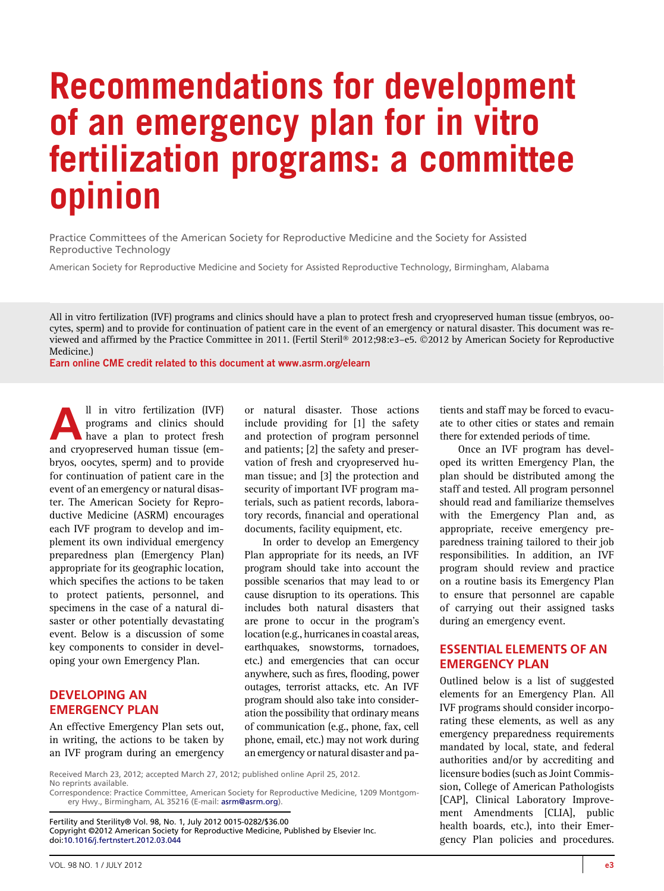# Recommendations for development of an emergency plan for in vitro fertilization programs: a committee opinion

Practice Committees of the American Society for Reproductive Medicine and the Society for Assisted Reproductive Technology

American Society for Reproductive Medicine and Society for Assisted Reproductive Technology, Birmingham, Alabama

All in vitro fertilization (IVF) programs and clinics should have a plan to protect fresh and cryopreserved human tissue (embryos, oocytes, sperm) and to provide for continuation of patient care in the event of an emergency or natural disaster. This document was reviewed and affirmed by the Practice Committee in 2011. (Fertil Steril® 2012;98:e3–e5. ©2012 by American Society for Reproductive Medicine.)

**Earn online CME credit related to this document at www.asrm.org/elearn**

All in vitro fertilization (IVF) programs and clinics should have a plan to protect fresh and cryopreserved human tissue (embryos, oocytes, sperm) and to provide for continuation of patient care in the event of an emergency or natural disaster. The American Society for Reproductive Medicine (ASRM) encourages each IVF program to develop and implement its own individual emergency preparedness plan (Emergency Plan) appropriate for its geographic location, which specifies the actions to be taken to protect patients, personnel, and specimens in the case of a natural disaster or other potentially devastating event. Below is a discussion of some key components to consider in developing your own Emergency Plan.

## DEVELOPING AN EMERGENCY PLAN

An effective Emergency Plan sets out, in writing, the actions to be taken by an IVF program during an emergency or natural disaster. Those actions include providing for [1] the safety and protection of program personnel and patients; [2] the safety and preservation of fresh and cryopreserved human tissue; and [3] the protection and security of important IVF program materials, such as patient records, laboratory records, financial and operational documents, facility equipment, etc.

In order to develop an Emergency Plan appropriate for its needs, an IVF program should take into account the possible scenarios that may lead to or cause disruption to its operations. This includes both natural disasters that are prone to occur in the program's location (e.g., hurricanes in coastal areas, earthquakes, snowstorms, tornadoes, etc.) and emergencies that can occur anywhere, such as fires, flooding, power outages, terrorist attacks, etc. An IVF program should also take into consideration the possibility that ordinary means of communication (e.g., phone, fax, cell phone, email, etc.) may not work during an emergency or natural disaster and patients and staff may be forced to evacuate to other cities or states and remain there for extended periods of time.

Once an IVF program has developed its written Emergency Plan, the plan should be distributed among the staff and tested. All program personnel should read and familiarize themselves with the Emergency Plan and, as appropriate, receive emergency preparedness training tailored to their job responsibilities. In addition, an IVF program should review and practice on a routine basis its Emergency Plan to ensure that personnel are capable of carrying out their assigned tasks during an emergency event.

## ESSENTIAL ELEMENTS OF AN EMERGENCY PLAN

Outlined below is a list of suggested elements for an Emergency Plan. All IVF programs should consider incorporating these elements, as well as any emergency preparedness requirements mandated by local, state, and federal authorities and/or by accrediting and licensure bodies (such as Joint Commission, College of American Pathologists [CAP], Clinical Laboratory Improvement Amendments [CLIA], public health boards, etc.), into their Emergency Plan policies and procedures.

Received March 23, 2012; accepted March 27, 2012; published online April 25, 2012.
No reprints available.
Correspondence: Practice Committee, American Society for Reproductive Medicine, 1209 Montgomery Hwy., Birmingham, AL 35216 (E-mail: asrm@asrm.org).

Fertility and Sterility® Vol. 98, No. 1, July 2012 0015-0282/$36.00
Copyright ©2012 American Society for Reproductive Medicine, Published by Elsevier Inc.
doi:10.1016/j.fertnstert.2012.03.044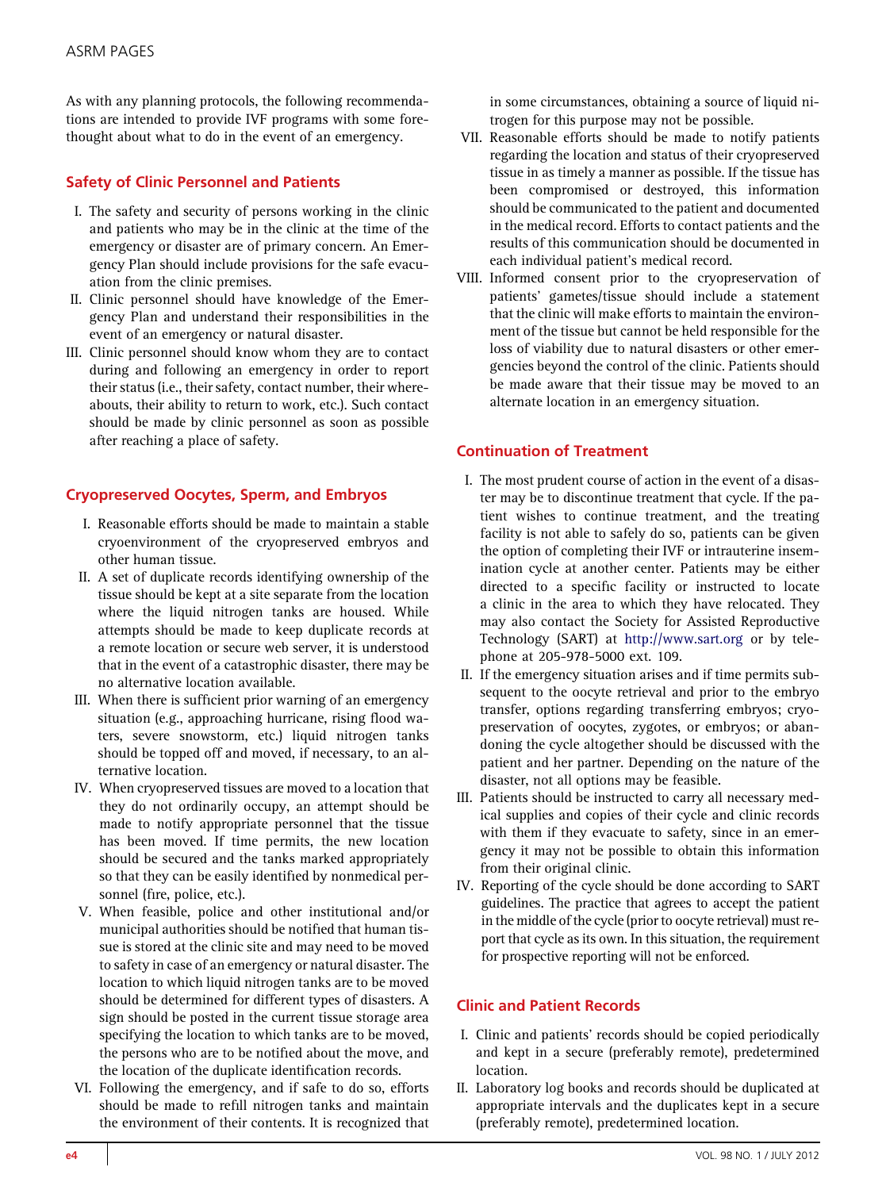As with any planning protocols, the following recommendations are intended to provide IVF programs with some forethought about what to do in the event of an emergency.

## Safety of Clinic Personnel and Patients

I. The safety and security of persons working in the clinic and patients who may be in the clinic at the time of the emergency or disaster are of primary concern. An Emergency Plan should include provisions for the safe evacuation from the clinic premises.

II. Clinic personnel should have knowledge of the Emergency Plan and understand their responsibilities in the event of an emergency or natural disaster.

III. Clinic personnel should know whom they are to contact during and following an emergency in order to report their status (i.e., their safety, contact number, their whereabouts, their ability to return to work, etc.). Such contact should be made by clinic personnel as soon as possible after reaching a place of safety.

## Cryopreserved Oocytes, Sperm, and Embryos

I. Reasonable efforts should be made to maintain a stable cryoenvironment of the cryopreserved embryos and other human tissue.

II. A set of duplicate records identifying ownership of the tissue should be kept at a site separate from the location where the liquid nitrogen tanks are housed. While attempts should be made to keep duplicate records at a remote location or secure web server, it is understood that in the event of a catastrophic disaster, there may be no alternative location available.

III. When there is sufficient prior warning of an emergency situation (e.g., approaching hurricane, rising flood waters, severe snowstorm, etc.) liquid nitrogen tanks should be topped off and moved, if necessary, to an alternative location.

IV. When cryopreserved tissues are moved to a location that they do not ordinarily occupy, an attempt should be made to notify appropriate personnel that the tissue has been moved. If time permits, the new location should be secured and the tanks marked appropriately so that they can be easily identified by nonmedical personnel (fire, police, etc.).

V. When feasible, police and other institutional and/or municipal authorities should be notified that human tissue is stored at the clinic site and may need to be moved to safety in case of an emergency or natural disaster. The location to which liquid nitrogen tanks are to be moved should be determined for different types of disasters. A sign should be posted in the current tissue storage area specifying the location to which tanks are to be moved, the persons who are to be notified about the move, and the location of the duplicate identification records.

VI. Following the emergency, and if safe to do so, efforts should be made to refill nitrogen tanks and maintain the environment of their contents. It is recognized that in some circumstances, obtaining a source of liquid nitrogen for this purpose may not be possible.

VII. Reasonable efforts should be made to notify patients regarding the location and status of their cryopreserved tissue in as timely a manner as possible. If the tissue has been compromised or destroyed, this information should be communicated to the patient and documented in the medical record. Efforts to contact patients and the results of this communication should be documented in each individual patient's medical record.

VIII. Informed consent prior to the cryopreservation of patients' gametes/tissue should include a statement that the clinic will make efforts to maintain the environment of the tissue but cannot be held responsible for the loss of viability due to natural disasters or other emergencies beyond the control of the clinic. Patients should be made aware that their tissue may be moved to an alternate location in an emergency situation.

## Continuation of Treatment

I. The most prudent course of action in the event of a disaster may be to discontinue treatment that cycle. If the patient wishes to continue treatment, and the treating facility is not able to safely do so, patients can be given the option of completing their IVF or intrauterine insemination cycle at another center. Patients may be either directed to a specific facility or instructed to locate a clinic in the area to which they have relocated. They may also contact the Society for Assisted Reproductive Technology (SART) at http://www.sart.org or by telephone at 205-978-5000 ext. 109.

II. If the emergency situation arises and if time permits subsequent to the oocyte retrieval and prior to the embryo transfer, options regarding transferring embryos; cryopreservation of oocytes, zygotes, or embryos; or abandoning the cycle altogether should be discussed with the patient and her partner. Depending on the nature of the disaster, not all options may be feasible.

III. Patients should be instructed to carry all necessary medical supplies and copies of their cycle and clinic records with them if they evacuate to safety, since in an emergency it may not be possible to obtain this information from their original clinic.

IV. Reporting of the cycle should be done according to SART guidelines. The practice that agrees to accept the patient in the middle of the cycle (prior to oocyte retrieval) must report that cycle as its own. In this situation, the requirement for prospective reporting will not be enforced.

## Clinic and Patient Records

I. Clinic and patients' records should be copied periodically and kept in a secure (preferably remote), predetermined location.

II. Laboratory log books and records should be duplicated at appropriate intervals and the duplicates kept in a secure (preferably remote), predetermined location.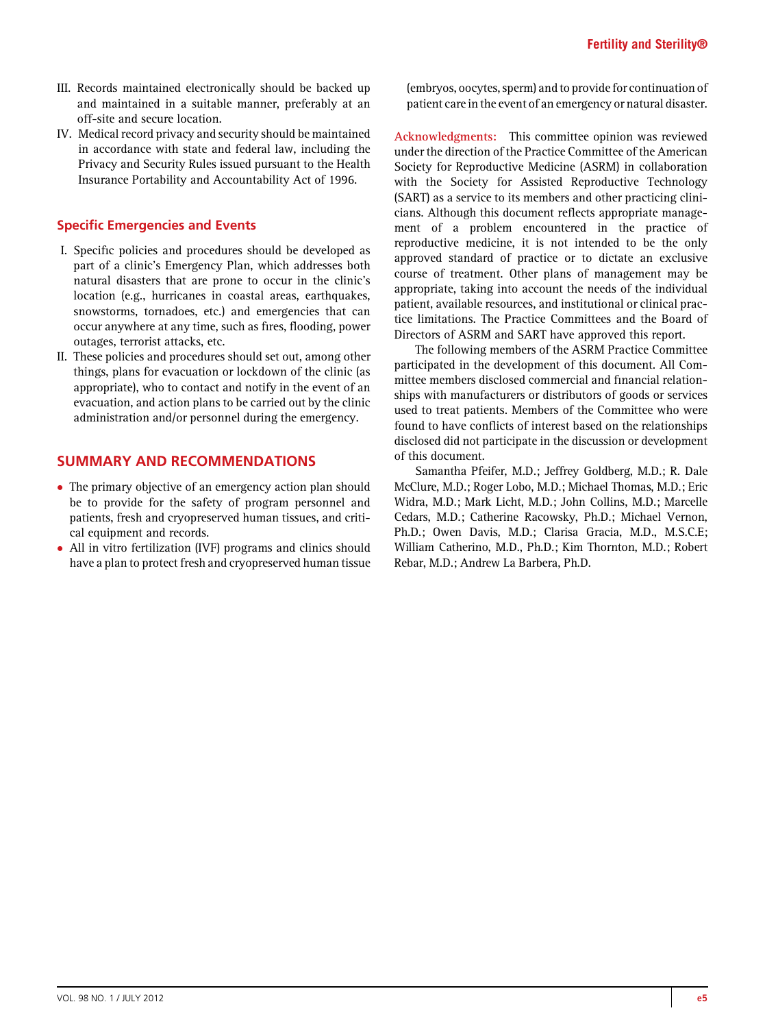III. Records maintained electronically should be backed up and maintained in a suitable manner, preferably at an off-site and secure location.

IV. Medical record privacy and security should be maintained in accordance with state and federal law, including the Privacy and Security Rules issued pursuant to the Health Insurance Portability and Accountability Act of 1996.

### Specific Emergencies and Events

I. Specific policies and procedures should be developed as part of a clinic's Emergency Plan, which addresses both natural disasters that are prone to occur in the clinic's location (e.g., hurricanes in coastal areas, earthquakes, snowstorms, tornadoes, etc.) and emergencies that can occur anywhere at any time, such as fires, flooding, power outages, terrorist attacks, etc.

II. These policies and procedures should set out, among other things, plans for evacuation or lockdown of the clinic (as appropriate), who to contact and notify in the event of an evacuation, and action plans to be carried out by the clinic administration and/or personnel during the emergency.

## SUMMARY AND RECOMMENDATIONS

- The primary objective of an emergency action plan should be to provide for the safety of program personnel and patients, fresh and cryopreserved human tissues, and critical equipment and records.
- All in vitro fertilization (IVF) programs and clinics should have a plan to protect fresh and cryopreserved human tissue (embryos, oocytes, sperm) and to provide for continuation of patient care in the event of an emergency or natural disaster.

**Acknowledgments:** This committee opinion was reviewed under the direction of the Practice Committee of the American Society for Reproductive Medicine (ASRM) in collaboration with the Society for Assisted Reproductive Technology (SART) as a service to its members and other practicing clinicians. Although this document reflects appropriate management of a problem encountered in the practice of reproductive medicine, it is not intended to be the only approved standard of practice or to dictate an exclusive course of treatment. Other plans of management may be appropriate, taking into account the needs of the individual patient, available resources, and institutional or clinical practice limitations. The Practice Committees and the Board of Directors of ASRM and SART have approved this report.

The following members of the ASRM Practice Committee participated in the development of this document. All Committee members disclosed commercial and financial relationships with manufacturers or distributors of goods or services used to treat patients. Members of the Committee who were found to have conflicts of interest based on the relationships disclosed did not participate in the discussion or development of this document.

Samantha Pfeifer, M.D.; Jeffrey Goldberg, M.D.; R. Dale McClure, M.D.; Roger Lobo, M.D.; Michael Thomas, M.D.; Eric Widra, M.D.; Mark Licht, M.D.; John Collins, M.D.; Marcelle Cedars, M.D.; Catherine Racowsky, Ph.D.; Michael Vernon, Ph.D.; Owen Davis, M.D.; Clarisa Gracia, M.D., M.S.C.E; William Catherino, M.D., Ph.D.; Kim Thornton, M.D.; Robert Rebar, M.D.; Andrew La Barbera, Ph.D.